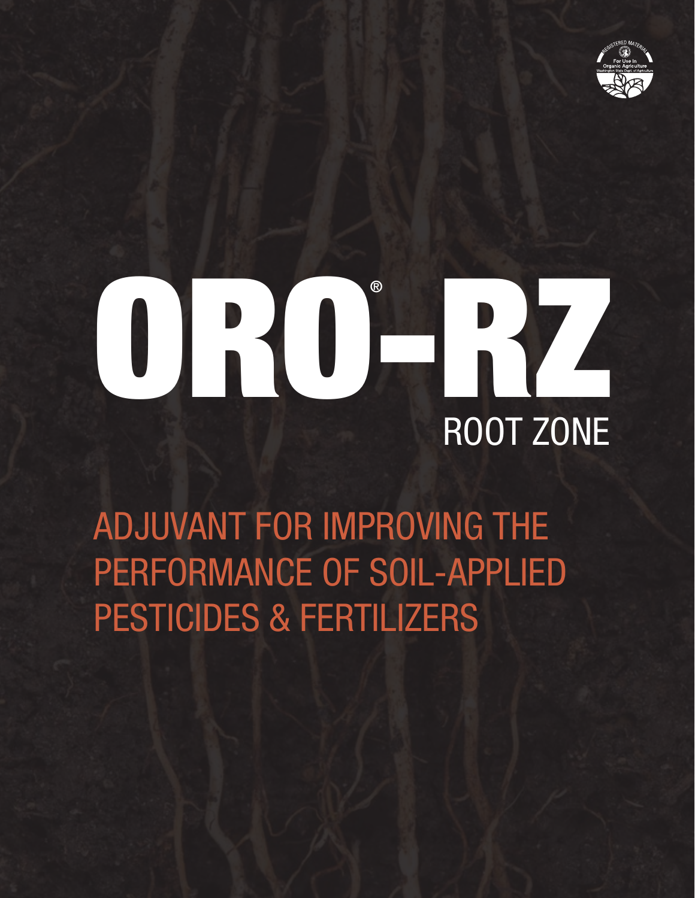REGISTERED MATERIAL
For Use In
Organic Agriculture
Washington State Dept. of Agriculture

# ORO®-RZ

## ROOT ZONE

ADJUVANT FOR IMPROVING THE PERFORMANCE OF SOIL-APPLIED PESTICIDES & FERTILIZERS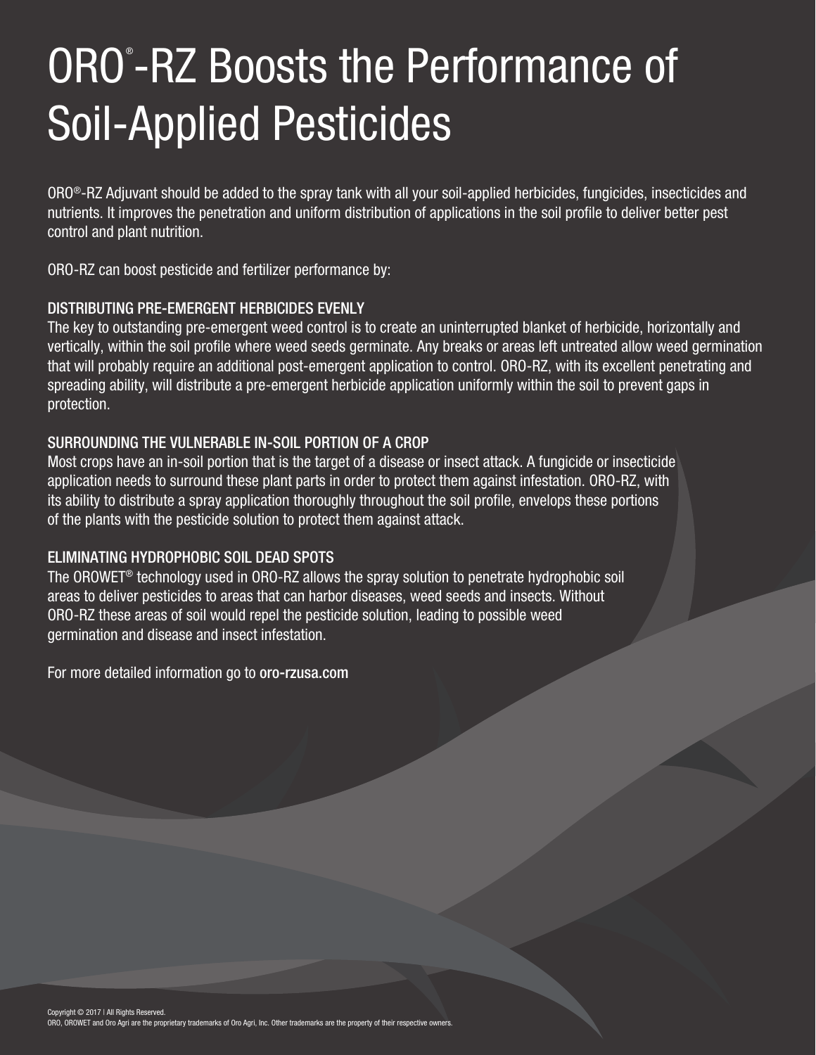# ORO®-RZ Boosts the Performance of Soil-Applied Pesticides

ORO®-RZ Adjuvant should be added to the spray tank with all your soil-applied herbicides, fungicides, insecticides and nutrients. It improves the penetration and uniform distribution of applications in the soil profile to deliver better pest control and plant nutrition.

ORO-RZ can boost pesticide and fertilizer performance by:

### DISTRIBUTING PRE-EMERGENT HERBICIDES EVENLY

The key to outstanding pre-emergent weed control is to create an uninterrupted blanket of herbicide, horizontally and vertically, within the soil profile where weed seeds germinate. Any breaks or areas left untreated allow weed germination that will probably require an additional post-emergent application to control. ORO-RZ, with its excellent penetrating and spreading ability, will distribute a pre-emergent herbicide application uniformly within the soil to prevent gaps in protection.

### SURROUNDING THE VULNERABLE IN-SOIL PORTION OF A CROP

Most crops have an in-soil portion that is the target of a disease or insect attack. A fungicide or insecticide application needs to surround these plant parts in order to protect them against infestation. ORO-RZ, with its ability to distribute a spray application thoroughly throughout the soil profile, envelops these portions of the plants with the pesticide solution to protect them against attack.

### ELIMINATING HYDROPHOBIC SOIL DEAD SPOTS

The OROWET® technology used in ORO-RZ allows the spray solution to penetrate hydrophobic soil areas to deliver pesticides to areas that can harbor diseases, weed seeds and insects. Without ORO-RZ these areas of soil would repel the pesticide solution, leading to possible weed germination and disease and insect infestation.

For more detailed information go to oro-rzusa.com

Copyright © 2017 | All Rights Reserved.
ORO, OROWET and Oro Agri are the proprietary trademarks of Oro Agri, Inc. Other trademarks are the property of their respective owners.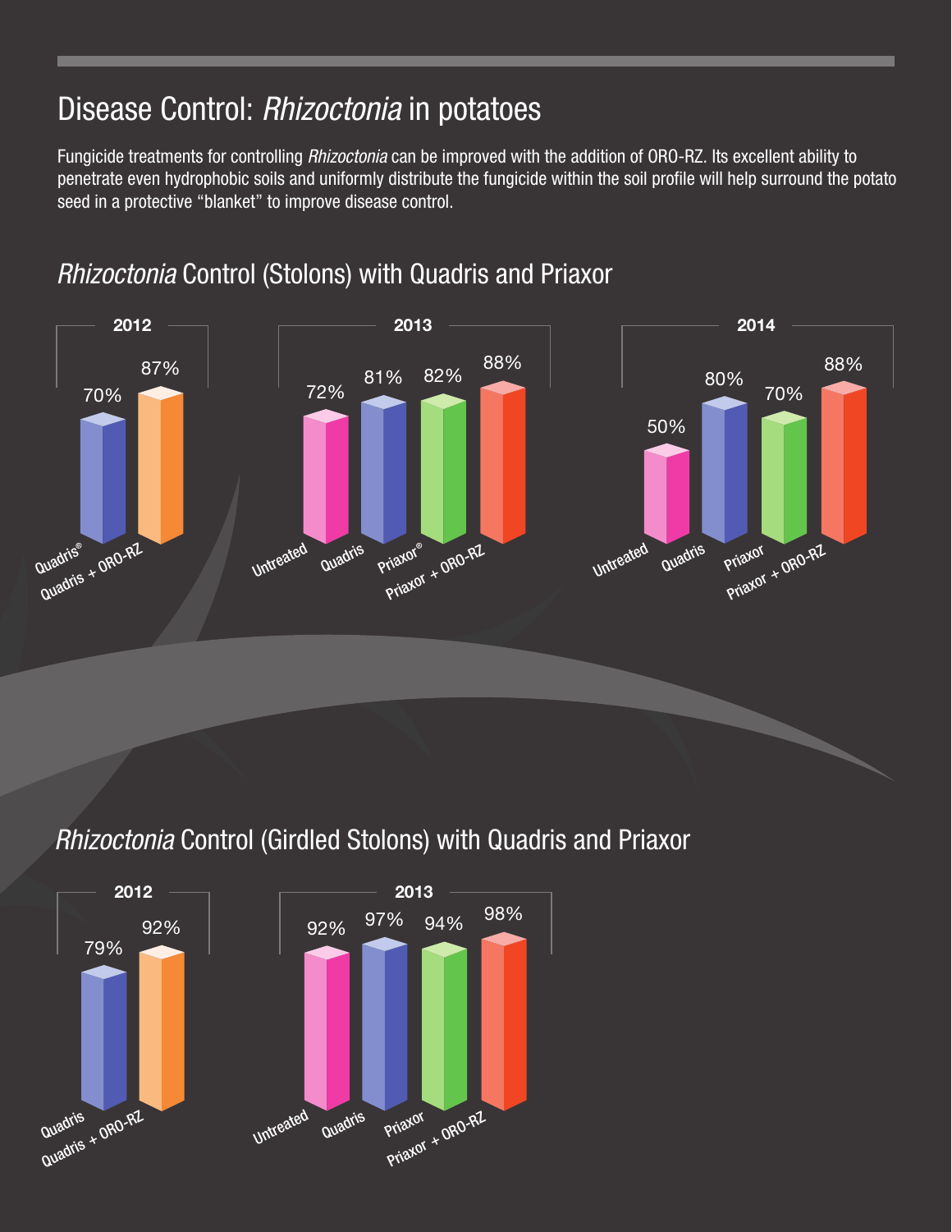# Disease Control: *Rhizoctonia* in potatoes

Fungicide treatments for controlling *Rhizoctonia* can be improved with the addition of ORO-RZ. Its excellent ability to penetrate even hydrophobic soils and uniformly distribute the fungicide within the soil profile will help surround the potato seed in a protective "blanket" to improve disease control.

## *Rhizoctonia* Control (Stolons) with Quadris and Priaxor

**2012**

| Treatment | Control |
|---|---|
| Quadris® | 70% |
| Quadris + ORO-RZ | 87% |

**2013**

| Treatment | Control |
|---|---|
| Untreated | 72% |
| Quadris | 81% |
| Priaxor® | 82% |
| Priaxor + ORO-RZ | 88% |

**2014**

| Treatment | Control |
|---|---|
| Untreated | 50% |
| Quadris | 80% |
| Priaxor | 70% |
| Priaxor + ORO-RZ | 88% |

## *Rhizoctonia* Control (Girdled Stolons) with Quadris and Priaxor

**2012**

| Treatment | Control |
|---|---|
| Quadris | 79% |
| Quadris + ORO-RZ | 92% |

**2013**

| Treatment | Control |
|---|---|
| Untreated | 92% |
| Quadris | 97% |
| Priaxor | 94% |
| Priaxor + ORO-RZ | 98% |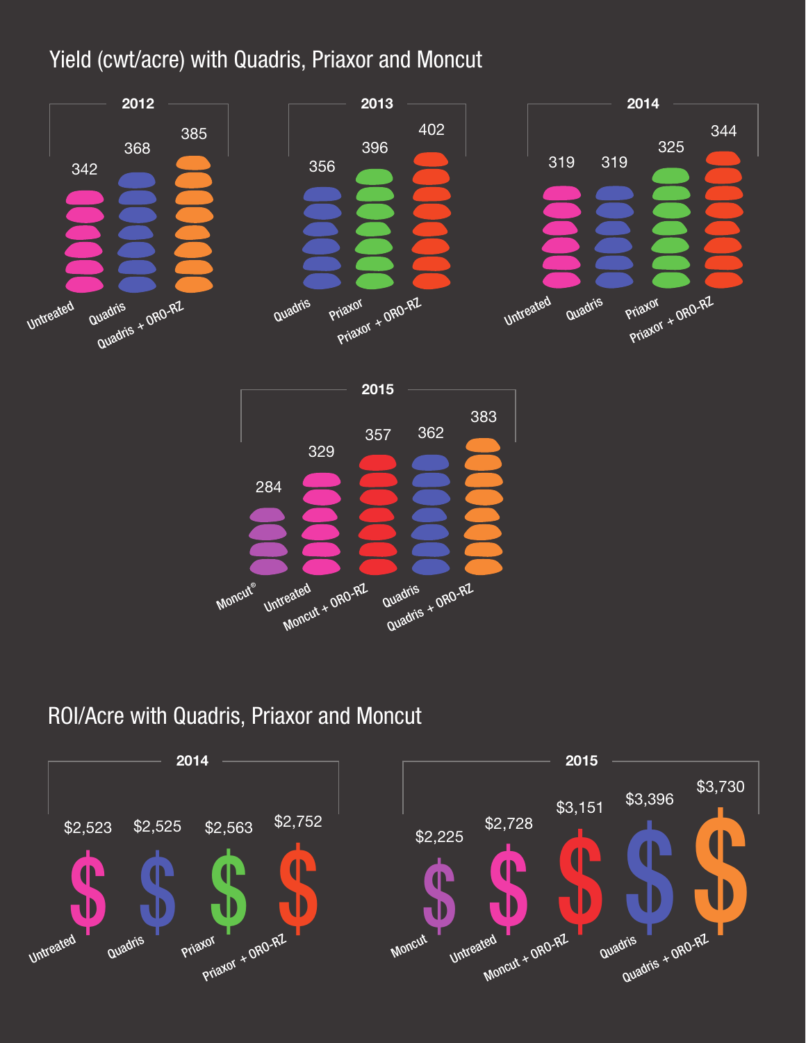## Yield (cwt/acre) with Quadris, Priaxor and Moncut

### 2012

| Treatment | Yield |
|---|---|
| Untreated | 342 |
| Quadris | 368 |
| Quadris + ORO-RZ | 385 |

### 2013

| Treatment | Yield |
|---|---|
| Quadris | 356 |
| Priaxor | 396 |
| Priaxor + ORO-RZ | 402 |

### 2014

| Treatment | Yield |
|---|---|
| Untreated | 319 |
| Quadris | 319 |
| Priaxor | 325 |
| Priaxor + ORO-RZ | 344 |

### 2015

| Treatment | Yield |
|---|---|
| Moncut® | 284 |
| Untreated | 329 |
| Moncut + ORO-RZ | 357 |
| Quadris | 362 |
| Quadris + ORO-RZ | 383 |

## ROI/Acre with Quadris, Priaxor and Moncut

### 2014

| Treatment | ROI/Acre |
|---|---|
| Untreated | $2,523 |
| Quadris | $2,525 |
| Priaxor | $2,563 |
| Priaxor + ORO-RZ | $2,752 |

### 2015

| Treatment | ROI/Acre |
|---|---|
| Moncut | $2,225 |
| Untreated | $2,728 |
| Moncut + ORO-RZ | $3,151 |
| Quadris | $3,396 |
| Quadris + ORO-RZ | $3,730 |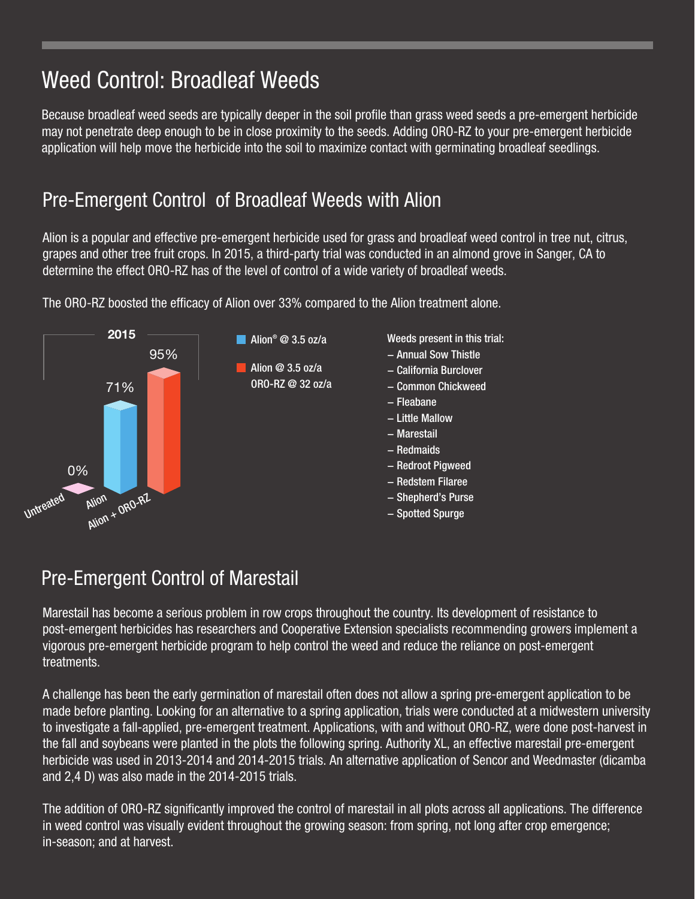# Weed Control: Broadleaf Weeds

Because broadleaf weed seeds are typically deeper in the soil profile than grass weed seeds a pre-emergent herbicide may not penetrate deep enough to be in close proximity to the seeds. Adding ORO-RZ to your pre-emergent herbicide application will help move the herbicide into the soil to maximize contact with germinating broadleaf seedlings.

## Pre-Emergent Control of Broadleaf Weeds with Alion

Alion is a popular and effective pre-emergent herbicide used for grass and broadleaf weed control in tree nut, citrus, grapes and other tree fruit crops. In 2015, a third-party trial was conducted in an almond grove in Sanger, CA to determine the effect ORO-RZ has of the level of control of a wide variety of broadleaf weeds.

The ORO-RZ boosted the efficacy of Alion over 33% compared to the Alion treatment alone.

**2015**

| Treatment | Control |
| --- | --- |
| Untreated | 0% |
| Alion | 71% |
| Alion + ORO-RZ | 95% |

- Alion® @ 3.5 oz/a
- Alion @ 3.5 oz/a ORO-RZ @ 32 oz/a

Weeds present in this trial:

- Annual Sow Thistle
- California Burclover
- Common Chickweed
- Fleabane
- Little Mallow
- Marestail
- Redmaids
- Redroot Pigweed
- Redstem Filaree
- Shepherd's Purse
- Spotted Spurge

## Pre-Emergent Control of Marestail

Marestail has become a serious problem in row crops throughout the country. Its development of resistance to post-emergent herbicides has researchers and Cooperative Extension specialists recommending growers implement a vigorous pre-emergent herbicide program to help control the weed and reduce the reliance on post-emergent treatments.

A challenge has been the early germination of marestail often does not allow a spring pre-emergent application to be made before planting. Looking for an alternative to a spring application, trials were conducted at a midwestern university to investigate a fall-applied, pre-emergent treatment. Applications, with and without ORO-RZ, were done post-harvest in the fall and soybeans were planted in the plots the following spring. Authority XL, an effective marestail pre-emergent herbicide was used in 2013-2014 and 2014-2015 trials. An alternative application of Sencor and Weedmaster (dicamba and 2,4 D) was also made in the 2014-2015 trials.

The addition of ORO-RZ significantly improved the control of marestail in all plots across all applications. The difference in weed control was visually evident throughout the growing season: from spring, not long after crop emergence; in-season; and at harvest.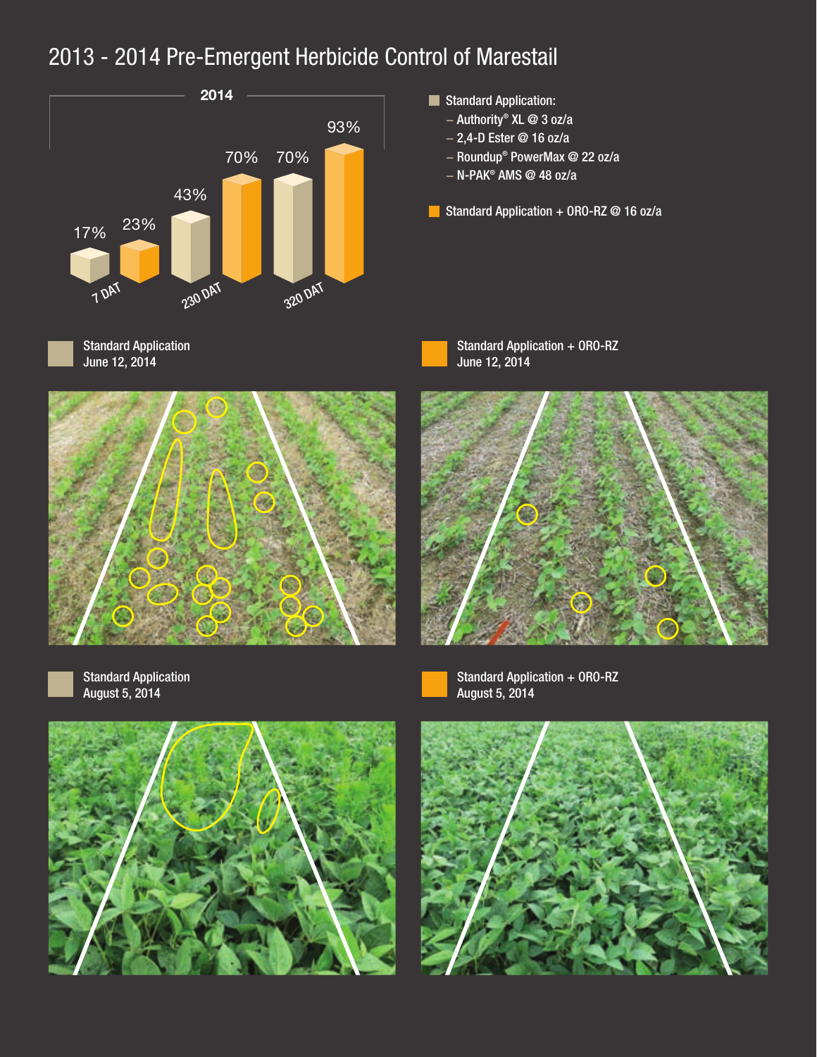# 2013 - 2014 Pre-Emergent Herbicide Control of Marestail

**2014**

| | Standard Application | Standard Application + ORO-RZ |
|---|---|---|
| 7 DAT | 17% | 23% |
| 230 DAT | 43% | 70% |
| 320 DAT | 70% | 93% |

Standard Application:
- Authority® XL @ 3 oz/a
- 2,4-D Ester @ 16 oz/a
- Roundup® PowerMax @ 22 oz/a
- N-PAK® AMS @ 48 oz/a

Standard Application + ORO-RZ @ 16 oz/a

Standard Application
June 12, 2014

Standard Application + ORO-RZ
June 12, 2014

Standard Application
August 5, 2014

Standard Application + ORO-RZ
August 5, 2014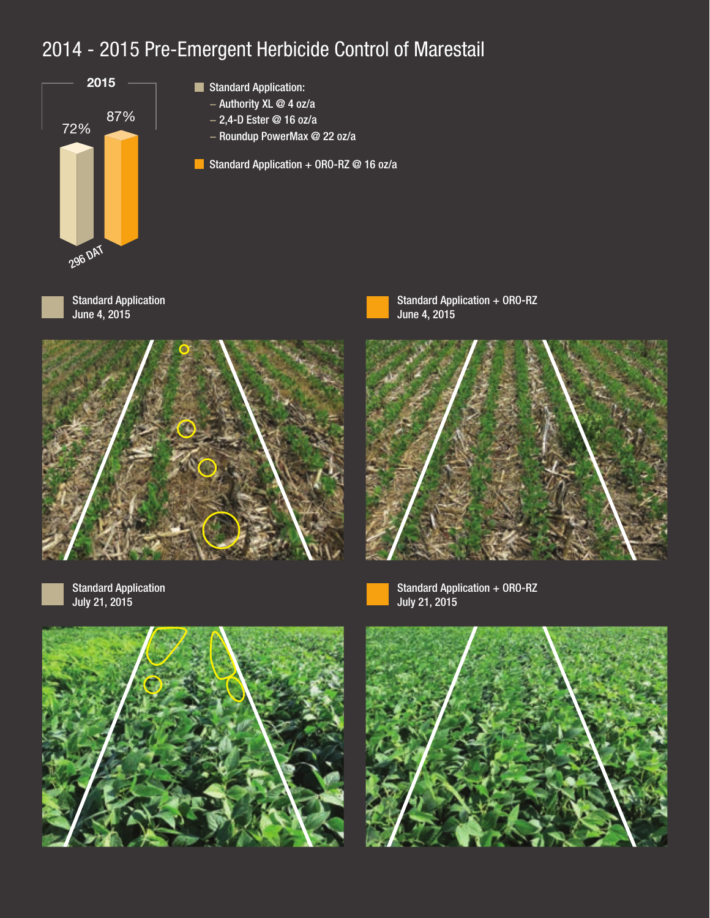# 2014 - 2015 Pre-Emergent Herbicide Control of Marestail

2015

72%

87%

296 DAT

- Standard Application:
  - Authority XL @ 4 oz/a
  - 2,4-D Ester @ 16 oz/a
  - Roundup PowerMax @ 22 oz/a
- Standard Application + ORO-RZ @ 16 oz/a

Standard Application
June 4, 2015

Standard Application + ORO-RZ
June 4, 2015

Standard Application
July 21, 2015

Standard Application + ORO-RZ
July 21, 2015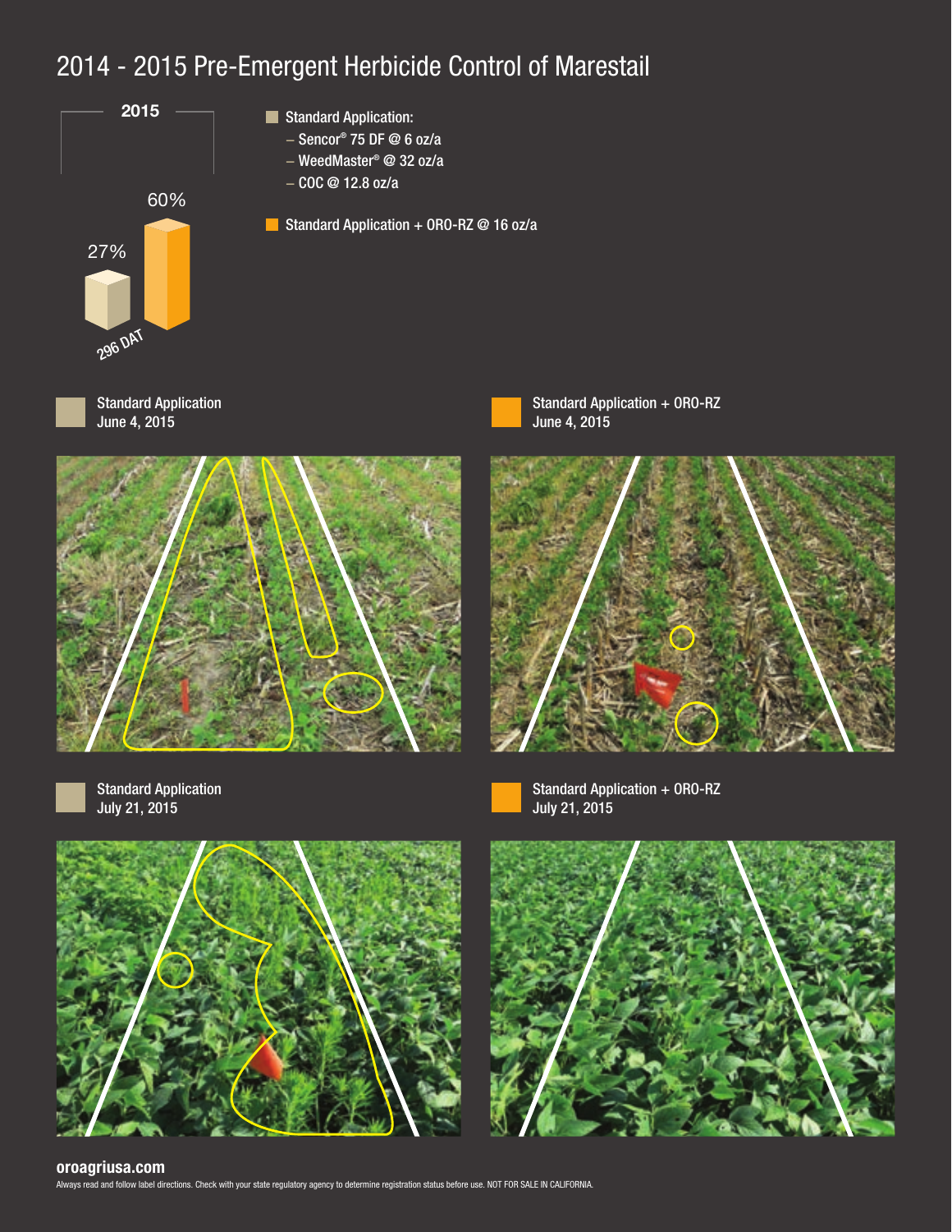# 2014 - 2015 Pre-Emergent Herbicide Control of Marestail

2015

60%

27%

296 DAT

- Standard Application:
  - – Sencor® 75 DF @ 6 oz/a
  - – WeedMaster® @ 32 oz/a
  - – COC @ 12.8 oz/a
- Standard Application + ORO-RZ @ 16 oz/a

Standard Application
June 4, 2015

Standard Application + ORO-RZ
June 4, 2015

Standard Application
July 21, 2015

Standard Application + ORO-RZ
July 21, 2015

**oroagriusa.com**

Always read and follow label directions. Check with your state regulatory agency to determine registration status before use. NOT FOR SALE IN CALIFORNIA.